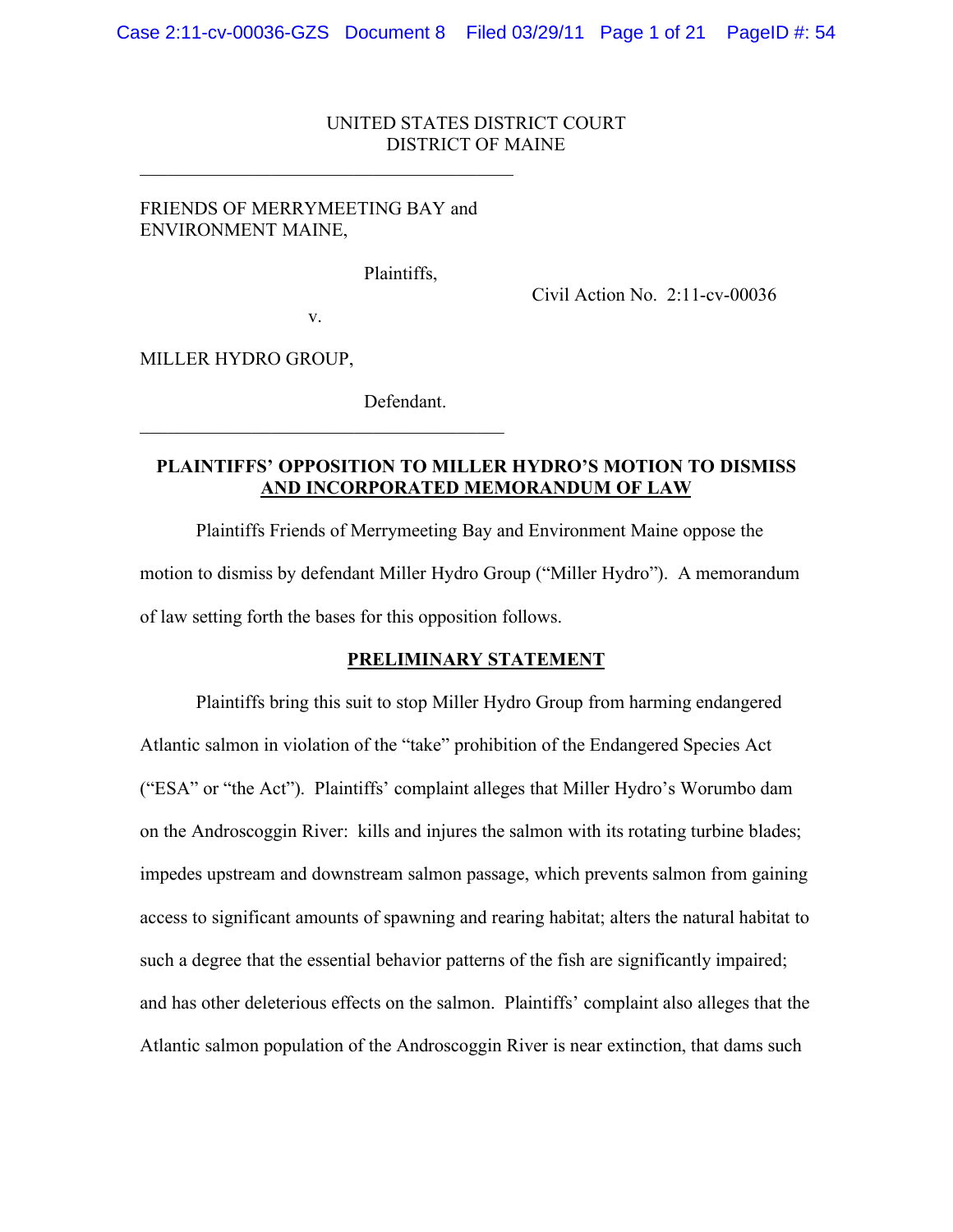UNITED STATES DISTRICT COURT
DISTRICT OF MAINE

---

FRIENDS OF MERRYMEETING BAY and ENVIRONMENT MAINE,

Plaintiffs,

Civil Action No. 2:11-cv-00036

v.

MILLER HYDRO GROUP,

Defendant.

---

**PLAINTIFFS' OPPOSITION TO MILLER HYDRO'S MOTION TO DISMISS AND INCORPORATED MEMORANDUM OF LAW**

Plaintiffs Friends of Merrymeeting Bay and Environment Maine oppose the motion to dismiss by defendant Miller Hydro Group ("Miller Hydro"). A memorandum of law setting forth the bases for this opposition follows.

**PRELIMINARY STATEMENT**

Plaintiffs bring this suit to stop Miller Hydro Group from harming endangered Atlantic salmon in violation of the "take" prohibition of the Endangered Species Act ("ESA" or "the Act"). Plaintiffs' complaint alleges that Miller Hydro's Worumbo dam on the Androscoggin River: kills and injures the salmon with its rotating turbine blades; impedes upstream and downstream salmon passage, which prevents salmon from gaining access to significant amounts of spawning and rearing habitat; alters the natural habitat to such a degree that the essential behavior patterns of the fish are significantly impaired; and has other deleterious effects on the salmon. Plaintiffs' complaint also alleges that the Atlantic salmon population of the Androscoggin River is near extinction, that dams such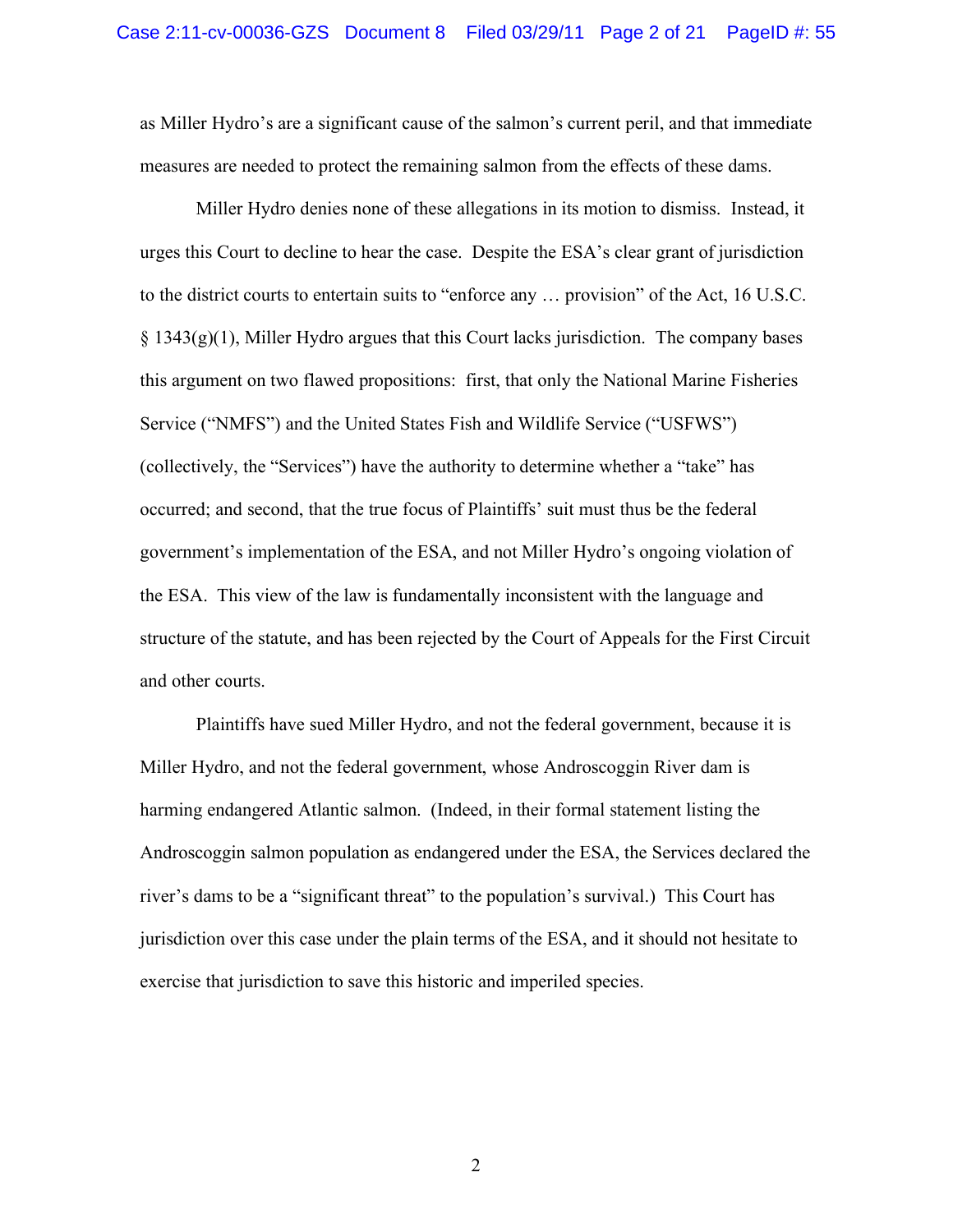as Miller Hydro's are a significant cause of the salmon's current peril, and that immediate measures are needed to protect the remaining salmon from the effects of these dams.

Miller Hydro denies none of these allegations in its motion to dismiss. Instead, it urges this Court to decline to hear the case. Despite the ESA's clear grant of jurisdiction to the district courts to entertain suits to "enforce any … provision" of the Act, 16 U.S.C. § 1343(g)(1), Miller Hydro argues that this Court lacks jurisdiction. The company bases this argument on two flawed propositions: first, that only the National Marine Fisheries Service ("NMFS") and the United States Fish and Wildlife Service ("USFWS") (collectively, the "Services") have the authority to determine whether a "take" has occurred; and second, that the true focus of Plaintiffs' suit must thus be the federal government's implementation of the ESA, and not Miller Hydro's ongoing violation of the ESA. This view of the law is fundamentally inconsistent with the language and structure of the statute, and has been rejected by the Court of Appeals for the First Circuit and other courts.

Plaintiffs have sued Miller Hydro, and not the federal government, because it is Miller Hydro, and not the federal government, whose Androscoggin River dam is harming endangered Atlantic salmon. (Indeed, in their formal statement listing the Androscoggin salmon population as endangered under the ESA, the Services declared the river's dams to be a "significant threat" to the population's survival.) This Court has jurisdiction over this case under the plain terms of the ESA, and it should not hesitate to exercise that jurisdiction to save this historic and imperiled species.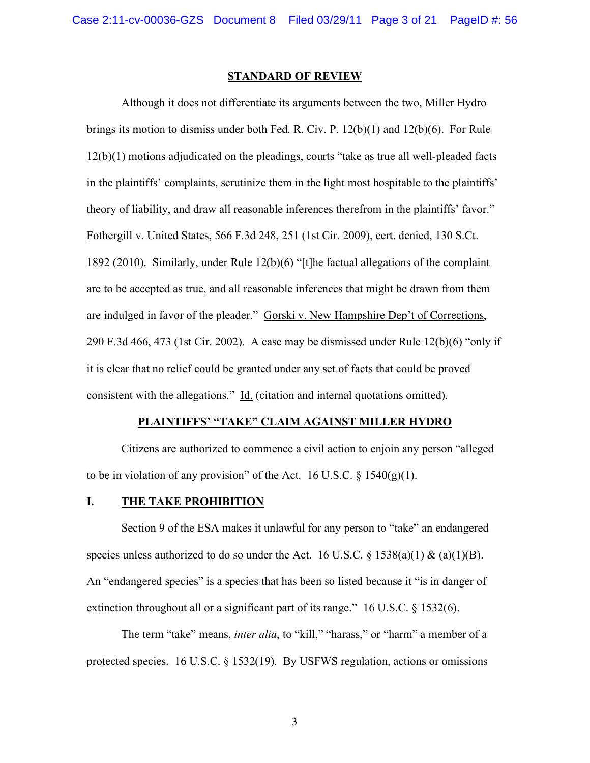## STANDARD OF REVIEW

Although it does not differentiate its arguments between the two, Miller Hydro brings its motion to dismiss under both Fed. R. Civ. P. 12(b)(1) and 12(b)(6). For Rule 12(b)(1) motions adjudicated on the pleadings, courts "take as true all well-pleaded facts in the plaintiffs' complaints, scrutinize them in the light most hospitable to the plaintiffs' theory of liability, and draw all reasonable inferences therefrom in the plaintiffs' favor." Fothergill v. United States, 566 F.3d 248, 251 (1st Cir. 2009), cert. denied, 130 S.Ct. 1892 (2010). Similarly, under Rule 12(b)(6) "[t]he factual allegations of the complaint are to be accepted as true, and all reasonable inferences that might be drawn from them are indulged in favor of the pleader." Gorski v. New Hampshire Dep't of Corrections, 290 F.3d 466, 473 (1st Cir. 2002). A case may be dismissed under Rule 12(b)(6) "only if it is clear that no relief could be granted under any set of facts that could be proved consistent with the allegations." Id. (citation and internal quotations omitted).

## PLAINTIFFS' "TAKE" CLAIM AGAINST MILLER HYDRO

Citizens are authorized to commence a civil action to enjoin any person "alleged to be in violation of any provision" of the Act. 16 U.S.C. § 1540(g)(1).

### I. THE TAKE PROHIBITION

Section 9 of the ESA makes it unlawful for any person to "take" an endangered species unless authorized to do so under the Act. 16 U.S.C. § 1538(a)(1) & (a)(1)(B). An "endangered species" is a species that has been so listed because it "is in danger of extinction throughout all or a significant part of its range." 16 U.S.C. § 1532(6).

The term "take" means, *inter alia*, to "kill," "harass," or "harm" a member of a protected species. 16 U.S.C. § 1532(19). By USFWS regulation, actions or omissions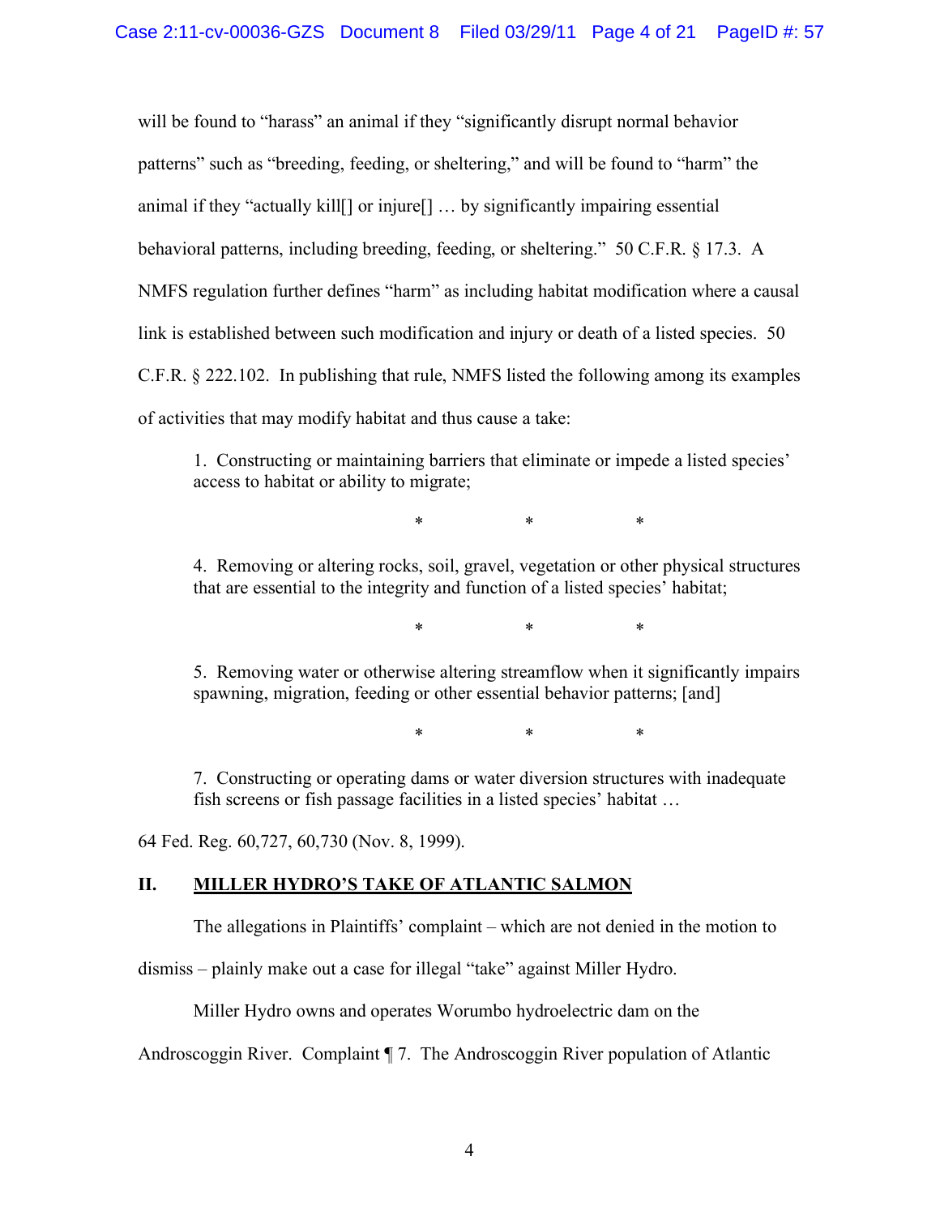will be found to "harass" an animal if they "significantly disrupt normal behavior patterns" such as "breeding, feeding, or sheltering," and will be found to "harm" the animal if they "actually kill[] or injure[] … by significantly impairing essential behavioral patterns, including breeding, feeding, or sheltering." 50 C.F.R. § 17.3. A NMFS regulation further defines "harm" as including habitat modification where a causal link is established between such modification and injury or death of a listed species. 50 C.F.R. § 222.102. In publishing that rule, NMFS listed the following among its examples of activities that may modify habitat and thus cause a take:

> 1. Constructing or maintaining barriers that eliminate or impede a listed species' access to habitat or ability to migrate;
>
> \* \* \*
>
> 4. Removing or altering rocks, soil, gravel, vegetation or other physical structures that are essential to the integrity and function of a listed species' habitat;
>
> \* \* \*
>
> 5. Removing water or otherwise altering streamflow when it significantly impairs spawning, migration, feeding or other essential behavior patterns; [and]
>
> \* \* \*
>
> 7. Constructing or operating dams or water diversion structures with inadequate fish screens or fish passage facilities in a listed species' habitat …

64 Fed. Reg. 60,727, 60,730 (Nov. 8, 1999).

## II. MILLER HYDRO'S TAKE OF ATLANTIC SALMON

The allegations in Plaintiffs' complaint – which are not denied in the motion to dismiss – plainly make out a case for illegal "take" against Miller Hydro.

Miller Hydro owns and operates Worumbo hydroelectric dam on the Androscoggin River. Complaint ¶ 7. The Androscoggin River population of Atlantic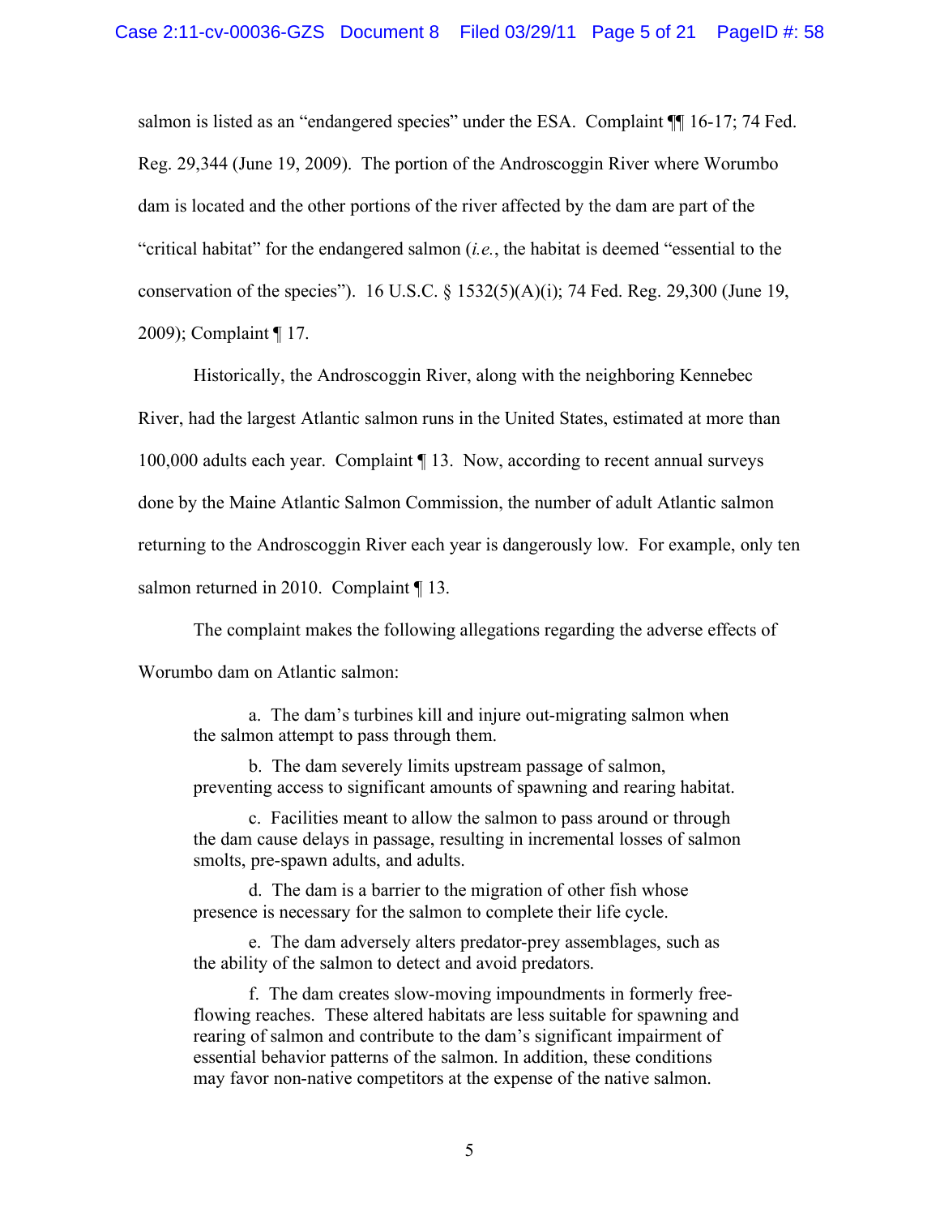salmon is listed as an "endangered species" under the ESA. Complaint ¶¶ 16-17; 74 Fed. Reg. 29,344 (June 19, 2009). The portion of the Androscoggin River where Worumbo dam is located and the other portions of the river affected by the dam are part of the "critical habitat" for the endangered salmon (*i.e.*, the habitat is deemed "essential to the conservation of the species"). 16 U.S.C. § 1532(5)(A)(i); 74 Fed. Reg. 29,300 (June 19, 2009); Complaint ¶ 17.

Historically, the Androscoggin River, along with the neighboring Kennebec River, had the largest Atlantic salmon runs in the United States, estimated at more than 100,000 adults each year. Complaint ¶ 13. Now, according to recent annual surveys done by the Maine Atlantic Salmon Commission, the number of adult Atlantic salmon returning to the Androscoggin River each year is dangerously low. For example, only ten salmon returned in 2010. Complaint ¶ 13.

The complaint makes the following allegations regarding the adverse effects of Worumbo dam on Atlantic salmon:

> a. The dam's turbines kill and injure out-migrating salmon when the salmon attempt to pass through them.
>
> b. The dam severely limits upstream passage of salmon, preventing access to significant amounts of spawning and rearing habitat.
>
> c. Facilities meant to allow the salmon to pass around or through the dam cause delays in passage, resulting in incremental losses of salmon smolts, pre-spawn adults, and adults.
>
> d. The dam is a barrier to the migration of other fish whose presence is necessary for the salmon to complete their life cycle.
>
> e. The dam adversely alters predator-prey assemblages, such as the ability of the salmon to detect and avoid predators.
>
> f. The dam creates slow-moving impoundments in formerly free-flowing reaches. These altered habitats are less suitable for spawning and rearing of salmon and contribute to the dam's significant impairment of essential behavior patterns of the salmon. In addition, these conditions may favor non-native competitors at the expense of the native salmon.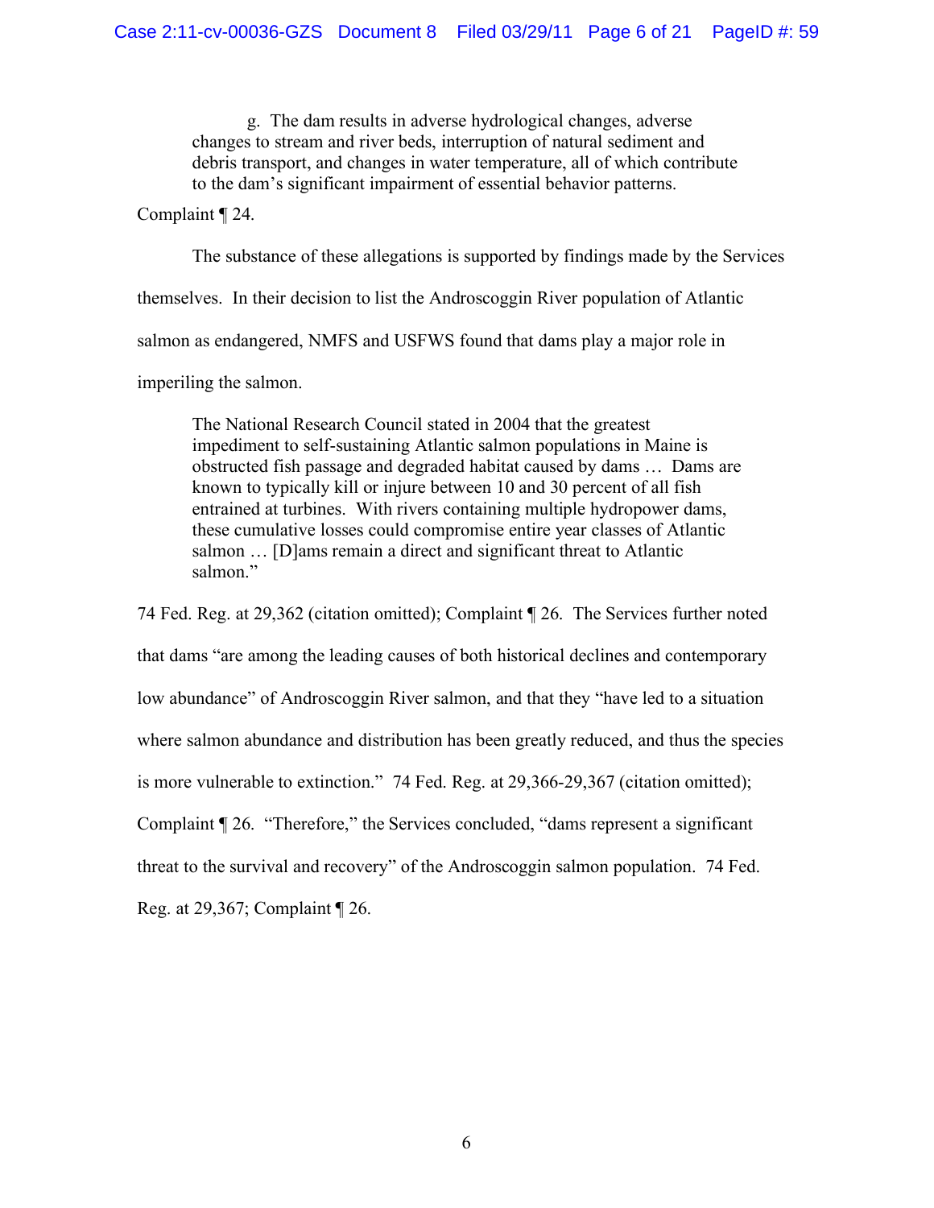> g. The dam results in adverse hydrological changes, adverse changes to stream and river beds, interruption of natural sediment and debris transport, and changes in water temperature, all of which contribute to the dam's significant impairment of essential behavior patterns.

Complaint ¶ 24.

The substance of these allegations is supported by findings made by the Services themselves. In their decision to list the Androscoggin River population of Atlantic salmon as endangered, NMFS and USFWS found that dams play a major role in imperiling the salmon.

> The National Research Council stated in 2004 that the greatest impediment to self-sustaining Atlantic salmon populations in Maine is obstructed fish passage and degraded habitat caused by dams … Dams are known to typically kill or injure between 10 and 30 percent of all fish entrained at turbines. With rivers containing multiple hydropower dams, these cumulative losses could compromise entire year classes of Atlantic salmon … [D]ams remain a direct and significant threat to Atlantic salmon."

74 Fed. Reg. at 29,362 (citation omitted); Complaint ¶ 26. The Services further noted that dams "are among the leading causes of both historical declines and contemporary low abundance" of Androscoggin River salmon, and that they "have led to a situation where salmon abundance and distribution has been greatly reduced, and thus the species is more vulnerable to extinction." 74 Fed. Reg. at 29,366-29,367 (citation omitted); Complaint ¶ 26. "Therefore," the Services concluded, "dams represent a significant threat to the survival and recovery" of the Androscoggin salmon population. 74 Fed. Reg. at 29,367; Complaint ¶ 26.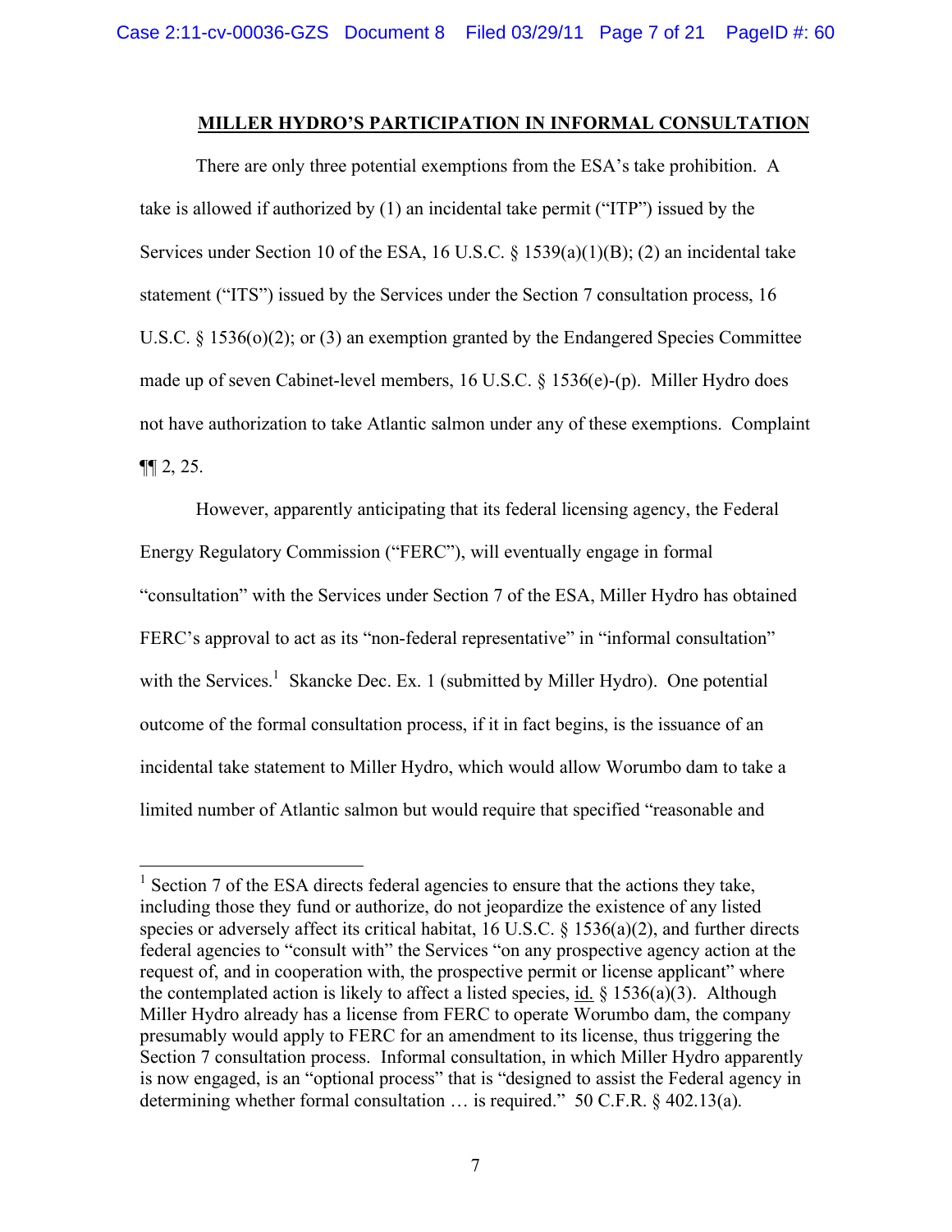## MILLER HYDRO'S PARTICIPATION IN INFORMAL CONSULTATION

There are only three potential exemptions from the ESA's take prohibition. A take is allowed if authorized by (1) an incidental take permit ("ITP") issued by the Services under Section 10 of the ESA, 16 U.S.C. § 1539(a)(1)(B); (2) an incidental take statement ("ITS") issued by the Services under the Section 7 consultation process, 16 U.S.C. § 1536(o)(2); or (3) an exemption granted by the Endangered Species Committee made up of seven Cabinet-level members, 16 U.S.C. § 1536(e)-(p). Miller Hydro does not have authorization to take Atlantic salmon under any of these exemptions. Complaint ¶¶ 2, 25.

However, apparently anticipating that its federal licensing agency, the Federal Energy Regulatory Commission ("FERC"), will eventually engage in formal "consultation" with the Services under Section 7 of the ESA, Miller Hydro has obtained FERC's approval to act as its "non-federal representative" in "informal consultation" with the Services.[1] Skancke Dec. Ex. 1 (submitted by Miller Hydro). One potential outcome of the formal consultation process, if it in fact begins, is the issuance of an incidental take statement to Miller Hydro, which would allow Worumbo dam to take a limited number of Atlantic salmon but would require that specified "reasonable and

---

[1] Section 7 of the ESA directs federal agencies to ensure that the actions they take, including those they fund or authorize, do not jeopardize the existence of any listed species or adversely affect its critical habitat, 16 U.S.C. § 1536(a)(2), and further directs federal agencies to "consult with" the Services "on any prospective agency action at the request of, and in cooperation with, the prospective permit or license applicant" where the contemplated action is likely to affect a listed species, id. § 1536(a)(3). Although Miller Hydro already has a license from FERC to operate Worumbo dam, the company presumably would apply to FERC for an amendment to its license, thus triggering the Section 7 consultation process. Informal consultation, in which Miller Hydro apparently is now engaged, is an "optional process" that is "designed to assist the Federal agency in determining whether formal consultation … is required." 50 C.F.R. § 402.13(a).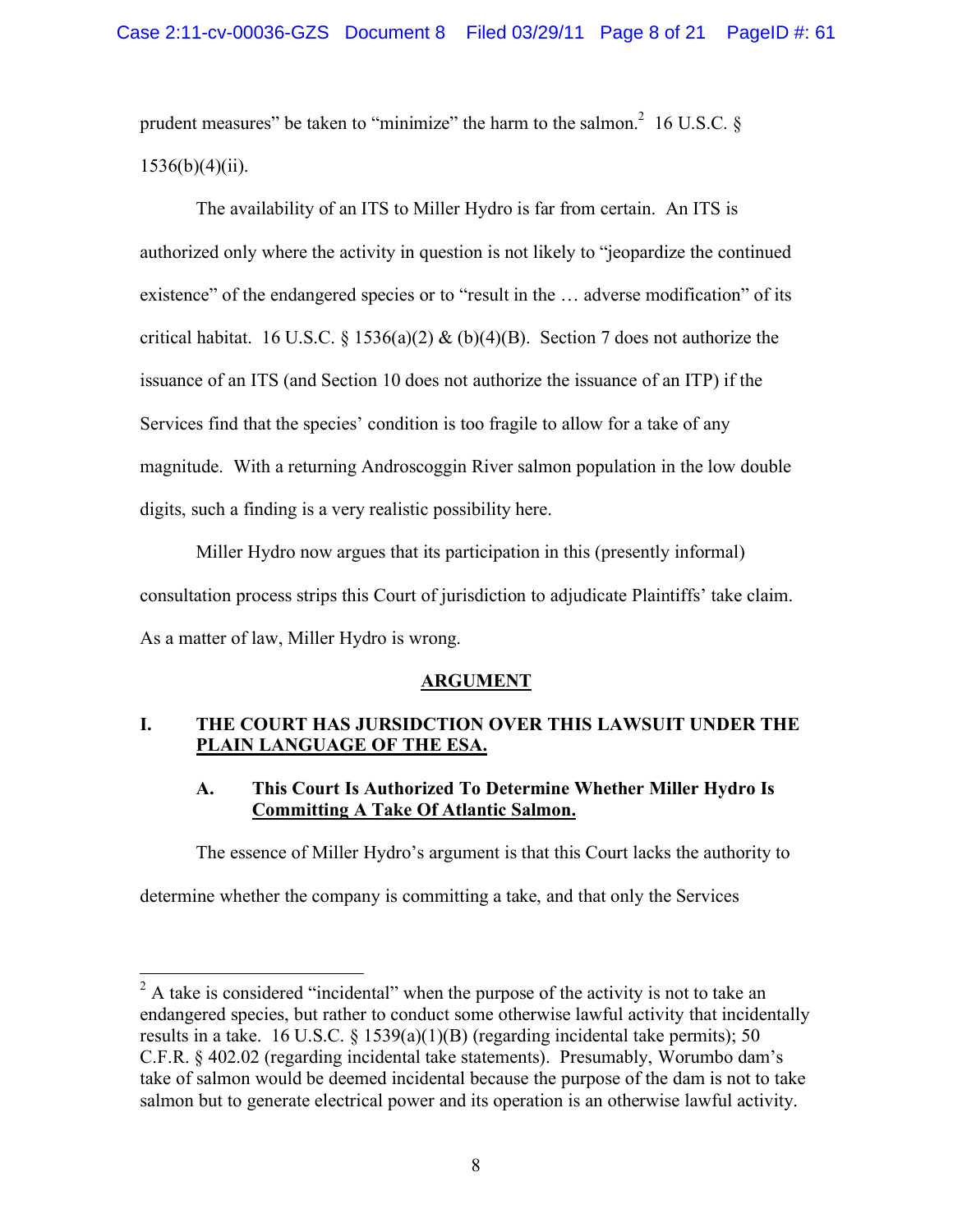prudent measures" be taken to "minimize" the harm to the salmon.[2] 16 U.S.C. § 1536(b)(4)(ii).

The availability of an ITS to Miller Hydro is far from certain. An ITS is authorized only where the activity in question is not likely to "jeopardize the continued existence" of the endangered species or to "result in the … adverse modification" of its critical habitat. 16 U.S.C. § 1536(a)(2) & (b)(4)(B). Section 7 does not authorize the issuance of an ITS (and Section 10 does not authorize the issuance of an ITP) if the Services find that the species' condition is too fragile to allow for a take of any magnitude. With a returning Androscoggin River salmon population in the low double digits, such a finding is a very realistic possibility here.

Miller Hydro now argues that its participation in this (presently informal) consultation process strips this Court of jurisdiction to adjudicate Plaintiffs' take claim. As a matter of law, Miller Hydro is wrong.

## ARGUMENT

### I. THE COURT HAS JURSIDCTION OVER THIS LAWSUIT UNDER THE PLAIN LANGUAGE OF THE ESA.

#### A. This Court Is Authorized To Determine Whether Miller Hydro Is Committing A Take Of Atlantic Salmon.

The essence of Miller Hydro's argument is that this Court lacks the authority to determine whether the company is committing a take, and that only the Services

---

[2] A take is considered "incidental" when the purpose of the activity is not to take an endangered species, but rather to conduct some otherwise lawful activity that incidentally results in a take. 16 U.S.C. § 1539(a)(1)(B) (regarding incidental take permits); 50 C.F.R. § 402.02 (regarding incidental take statements). Presumably, Worumbo dam's take of salmon would be deemed incidental because the purpose of the dam is not to take salmon but to generate electrical power and its operation is an otherwise lawful activity.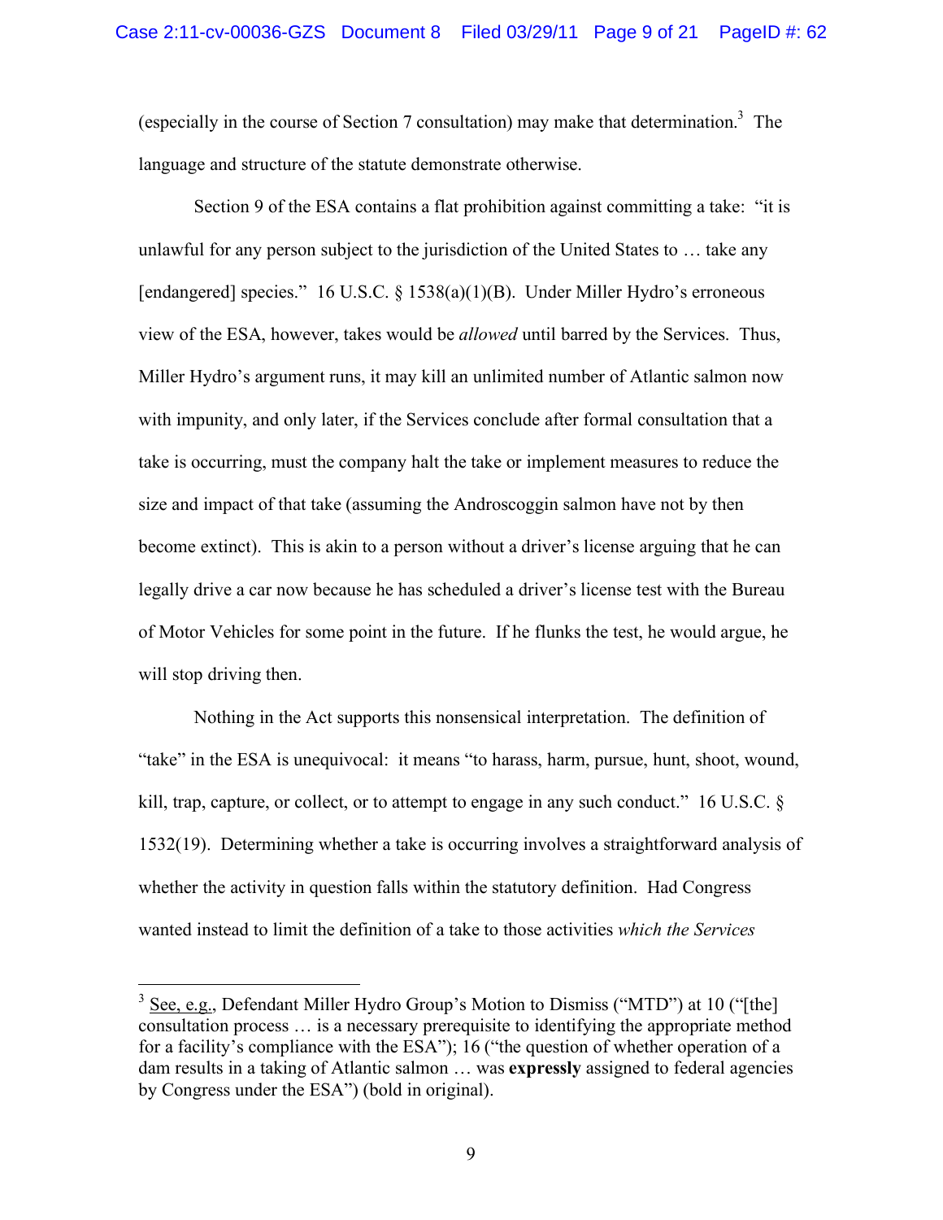(especially in the course of Section 7 consultation) may make that determination.[3] The language and structure of the statute demonstrate otherwise.

Section 9 of the ESA contains a flat prohibition against committing a take: "it is unlawful for any person subject to the jurisdiction of the United States to … take any [endangered] species." 16 U.S.C. § 1538(a)(1)(B). Under Miller Hydro's erroneous view of the ESA, however, takes would be *allowed* until barred by the Services. Thus, Miller Hydro's argument runs, it may kill an unlimited number of Atlantic salmon now with impunity, and only later, if the Services conclude after formal consultation that a take is occurring, must the company halt the take or implement measures to reduce the size and impact of that take (assuming the Androscoggin salmon have not by then become extinct). This is akin to a person without a driver's license arguing that he can legally drive a car now because he has scheduled a driver's license test with the Bureau of Motor Vehicles for some point in the future. If he flunks the test, he would argue, he will stop driving then.

Nothing in the Act supports this nonsensical interpretation. The definition of "take" in the ESA is unequivocal: it means "to harass, harm, pursue, hunt, shoot, wound, kill, trap, capture, or collect, or to attempt to engage in any such conduct." 16 U.S.C. § 1532(19). Determining whether a take is occurring involves a straightforward analysis of whether the activity in question falls within the statutory definition. Had Congress wanted instead to limit the definition of a take to those activities *which the Services*

---

[3] See, e.g., Defendant Miller Hydro Group's Motion to Dismiss ("MTD") at 10 ("[the] consultation process … is a necessary prerequisite to identifying the appropriate method for a facility's compliance with the ESA"); 16 ("the question of whether operation of a dam results in a taking of Atlantic salmon … was **expressly** assigned to federal agencies by Congress under the ESA") (bold in original).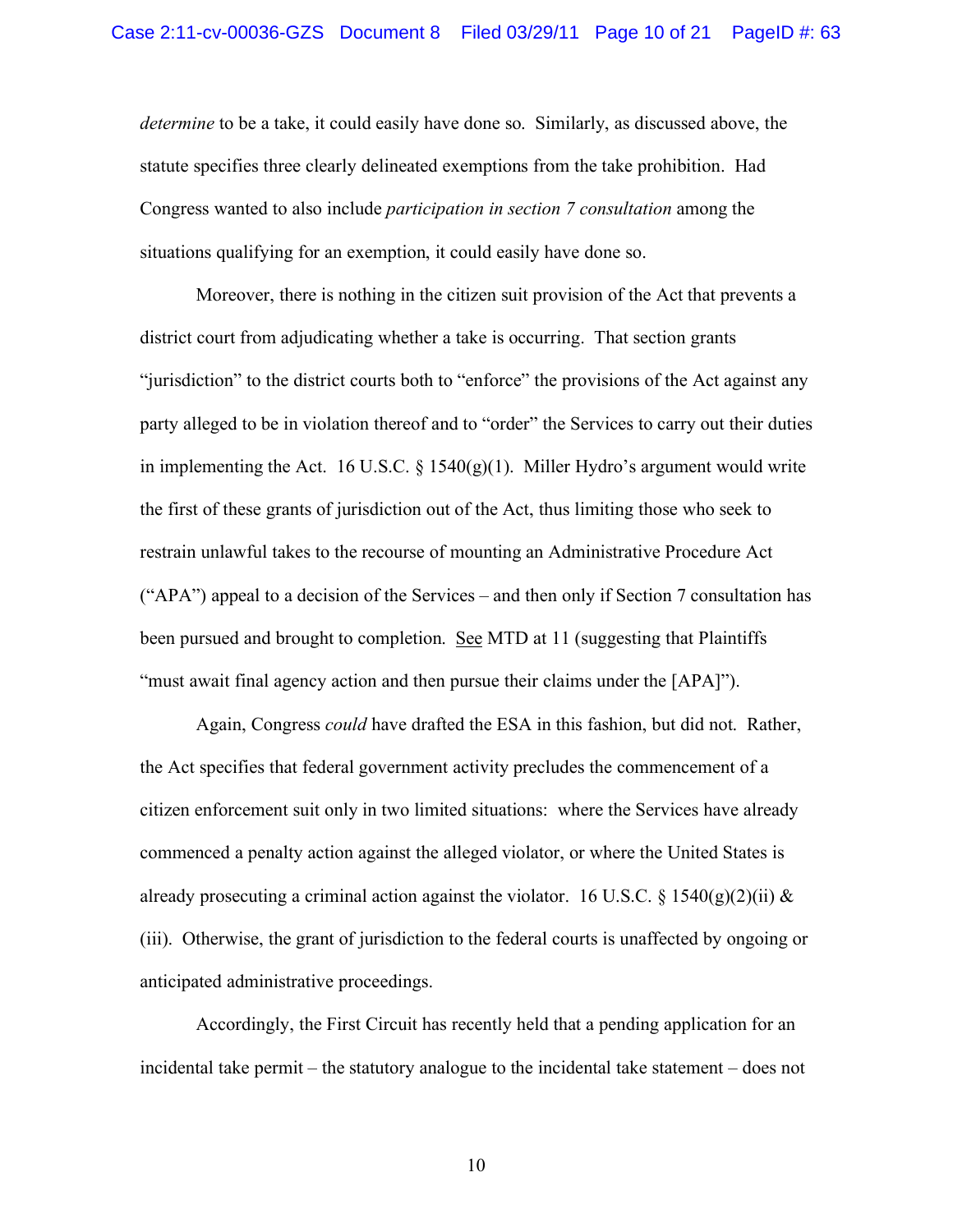*determine* to be a take, it could easily have done so. Similarly, as discussed above, the statute specifies three clearly delineated exemptions from the take prohibition. Had Congress wanted to also include *participation in section 7 consultation* among the situations qualifying for an exemption, it could easily have done so.

Moreover, there is nothing in the citizen suit provision of the Act that prevents a district court from adjudicating whether a take is occurring. That section grants "jurisdiction" to the district courts both to "enforce" the provisions of the Act against any party alleged to be in violation thereof and to "order" the Services to carry out their duties in implementing the Act. 16 U.S.C. § 1540(g)(1). Miller Hydro's argument would write the first of these grants of jurisdiction out of the Act, thus limiting those who seek to restrain unlawful takes to the recourse of mounting an Administrative Procedure Act ("APA") appeal to a decision of the Services – and then only if Section 7 consultation has been pursued and brought to completion. See MTD at 11 (suggesting that Plaintiffs "must await final agency action and then pursue their claims under the [APA]").

Again, Congress *could* have drafted the ESA in this fashion, but did not. Rather, the Act specifies that federal government activity precludes the commencement of a citizen enforcement suit only in two limited situations: where the Services have already commenced a penalty action against the alleged violator, or where the United States is already prosecuting a criminal action against the violator. 16 U.S.C. § 1540(g)(2)(ii) & (iii). Otherwise, the grant of jurisdiction to the federal courts is unaffected by ongoing or anticipated administrative proceedings.

Accordingly, the First Circuit has recently held that a pending application for an incidental take permit – the statutory analogue to the incidental take statement – does not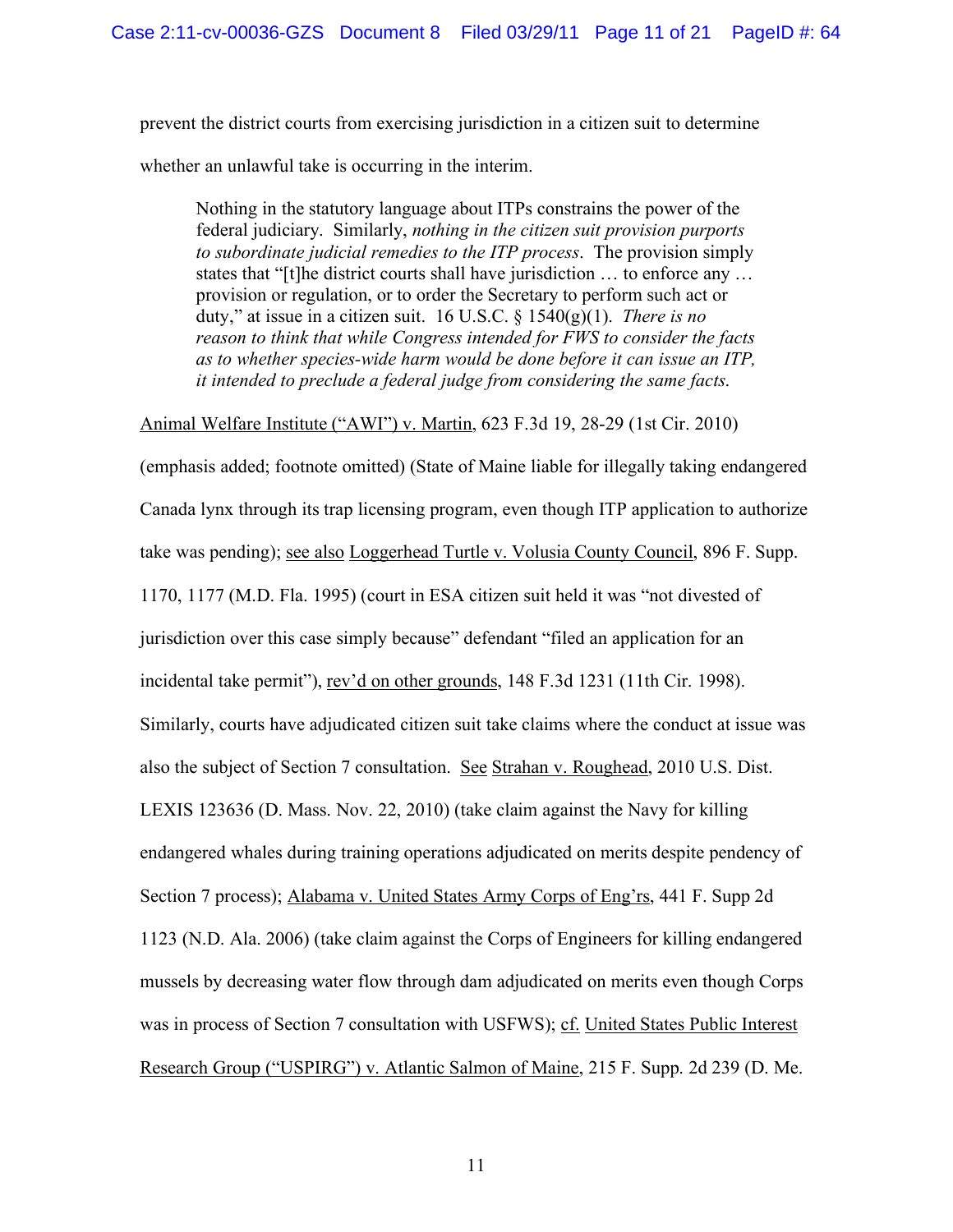prevent the district courts from exercising jurisdiction in a citizen suit to determine whether an unlawful take is occurring in the interim.

> Nothing in the statutory language about ITPs constrains the power of the federal judiciary. Similarly, *nothing in the citizen suit provision purports to subordinate judicial remedies to the ITP process*. The provision simply states that "[t]he district courts shall have jurisdiction … to enforce any … provision or regulation, or to order the Secretary to perform such act or duty," at issue in a citizen suit. 16 U.S.C. § 1540(g)(1). *There is no reason to think that while Congress intended for FWS to consider the facts as to whether species-wide harm would be done before it can issue an ITP, it intended to preclude a federal judge from considering the same facts.*

Animal Welfare Institute ("AWI") v. Martin, 623 F.3d 19, 28-29 (1st Cir. 2010) (emphasis added; footnote omitted) (State of Maine liable for illegally taking endangered Canada lynx through its trap licensing program, even though ITP application to authorize take was pending); see also Loggerhead Turtle v. Volusia County Council, 896 F. Supp. 1170, 1177 (M.D. Fla. 1995) (court in ESA citizen suit held it was "not divested of jurisdiction over this case simply because" defendant "filed an application for an incidental take permit"), rev'd on other grounds, 148 F.3d 1231 (11th Cir. 1998). Similarly, courts have adjudicated citizen suit take claims where the conduct at issue was also the subject of Section 7 consultation. See Strahan v. Roughead, 2010 U.S. Dist. LEXIS 123636 (D. Mass. Nov. 22, 2010) (take claim against the Navy for killing endangered whales during training operations adjudicated on merits despite pendency of Section 7 process); Alabama v. United States Army Corps of Eng'rs, 441 F. Supp 2d 1123 (N.D. Ala. 2006) (take claim against the Corps of Engineers for killing endangered mussels by decreasing water flow through dam adjudicated on merits even though Corps was in process of Section 7 consultation with USFWS); cf. United States Public Interest Research Group ("USPIRG") v. Atlantic Salmon of Maine, 215 F. Supp. 2d 239 (D. Me.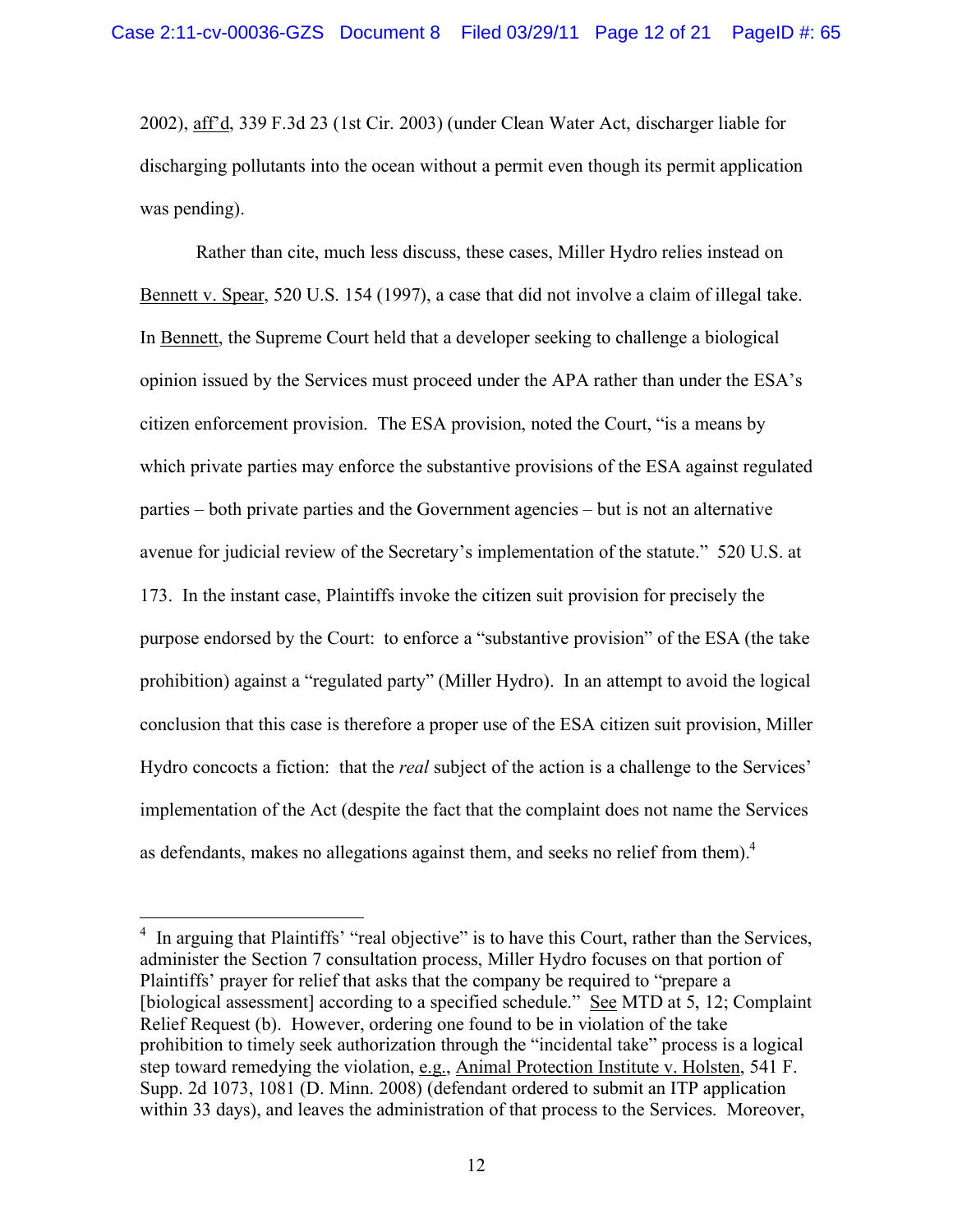2002), aff'd, 339 F.3d 23 (1st Cir. 2003) (under Clean Water Act, discharger liable for discharging pollutants into the ocean without a permit even though its permit application was pending).

Rather than cite, much less discuss, these cases, Miller Hydro relies instead on Bennett v. Spear, 520 U.S. 154 (1997), a case that did not involve a claim of illegal take. In Bennett, the Supreme Court held that a developer seeking to challenge a biological opinion issued by the Services must proceed under the APA rather than under the ESA's citizen enforcement provision. The ESA provision, noted the Court, "is a means by which private parties may enforce the substantive provisions of the ESA against regulated parties – both private parties and the Government agencies – but is not an alternative avenue for judicial review of the Secretary's implementation of the statute." 520 U.S. at 173. In the instant case, Plaintiffs invoke the citizen suit provision for precisely the purpose endorsed by the Court: to enforce a "substantive provision" of the ESA (the take prohibition) against a "regulated party" (Miller Hydro). In an attempt to avoid the logical conclusion that this case is therefore a proper use of the ESA citizen suit provision, Miller Hydro concocts a fiction: that the *real* subject of the action is a challenge to the Services' implementation of the Act (despite the fact that the complaint does not name the Services as defendants, makes no allegations against them, and seeks no relief from them).[4]

---

[4] In arguing that Plaintiffs' "real objective" is to have this Court, rather than the Services, administer the Section 7 consultation process, Miller Hydro focuses on that portion of Plaintiffs' prayer for relief that asks that the company be required to "prepare a [biological assessment] according to a specified schedule." See MTD at 5, 12; Complaint Relief Request (b). However, ordering one found to be in violation of the take prohibition to timely seek authorization through the "incidental take" process is a logical step toward remedying the violation, e.g., Animal Protection Institute v. Holsten, 541 F. Supp. 2d 1073, 1081 (D. Minn. 2008) (defendant ordered to submit an ITP application within 33 days), and leaves the administration of that process to the Services. Moreover,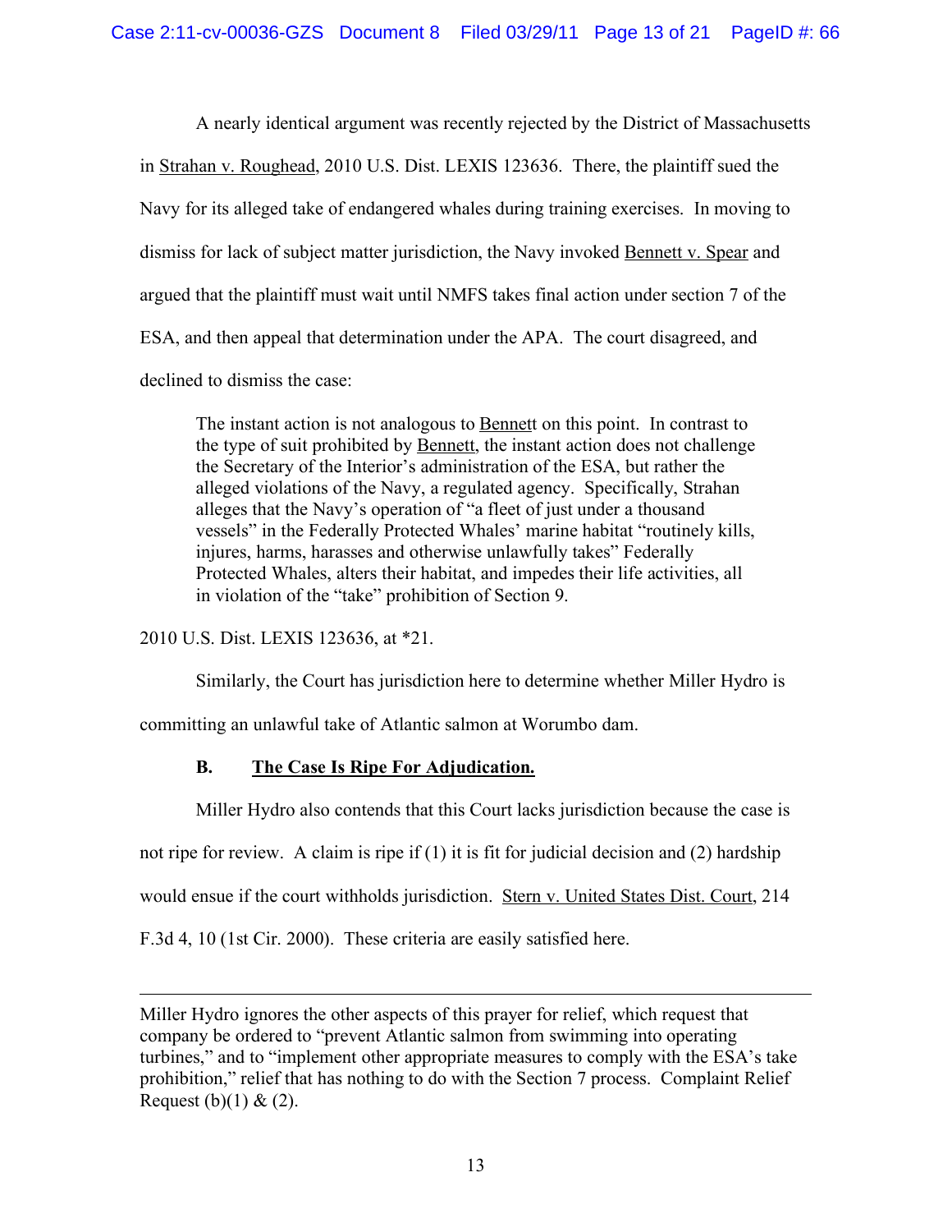A nearly identical argument was recently rejected by the District of Massachusetts in Strahan v. Roughead, 2010 U.S. Dist. LEXIS 123636. There, the plaintiff sued the Navy for its alleged take of endangered whales during training exercises. In moving to dismiss for lack of subject matter jurisdiction, the Navy invoked Bennett v. Spear and argued that the plaintiff must wait until NMFS takes final action under section 7 of the ESA, and then appeal that determination under the APA. The court disagreed, and declined to dismiss the case:

> The instant action is not analogous to Bennett on this point. In contrast to the type of suit prohibited by Bennett, the instant action does not challenge the Secretary of the Interior's administration of the ESA, but rather the alleged violations of the Navy, a regulated agency. Specifically, Strahan alleges that the Navy's operation of "a fleet of just under a thousand vessels" in the Federally Protected Whales' marine habitat "routinely kills, injures, harms, harasses and otherwise unlawfully takes" Federally Protected Whales, alters their habitat, and impedes their life activities, all in violation of the "take" prohibition of Section 9.

2010 U.S. Dist. LEXIS 123636, at *21.

Similarly, the Court has jurisdiction here to determine whether Miller Hydro is committing an unlawful take of Atlantic salmon at Worumbo dam.

### B. The Case Is Ripe For Adjudication.

Miller Hydro also contends that this Court lacks jurisdiction because the case is not ripe for review. A claim is ripe if (1) it is fit for judicial decision and (2) hardship would ensue if the court withholds jurisdiction. Stern v. United States Dist. Court, 214 F.3d 4, 10 (1st Cir. 2000). These criteria are easily satisfied here.

---

Miller Hydro ignores the other aspects of this prayer for relief, which request that company be ordered to "prevent Atlantic salmon from swimming into operating turbines," and to "implement other appropriate measures to comply with the ESA's take prohibition," relief that has nothing to do with the Section 7 process. Complaint Relief Request (b)(1) & (2).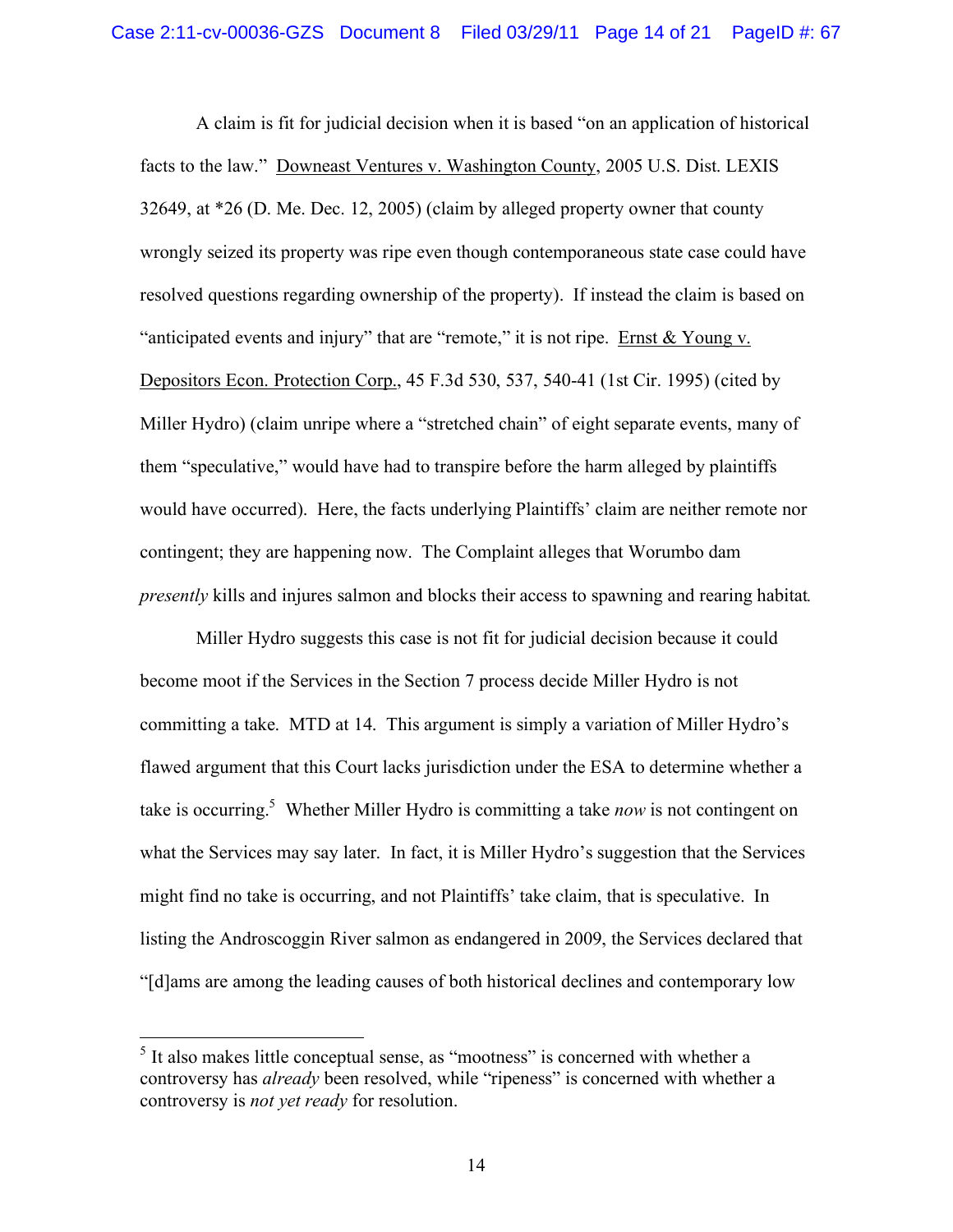A claim is fit for judicial decision when it is based "on an application of historical facts to the law." Downeast Ventures v. Washington County, 2005 U.S. Dist. LEXIS 32649, at *26 (D. Me. Dec. 12, 2005) (claim by alleged property owner that county wrongly seized its property was ripe even though contemporaneous state case could have resolved questions regarding ownership of the property). If instead the claim is based on "anticipated events and injury" that are "remote," it is not ripe. Ernst & Young v. Depositors Econ. Protection Corp., 45 F.3d 530, 537, 540-41 (1st Cir. 1995) (cited by Miller Hydro) (claim unripe where a "stretched chain" of eight separate events, many of them "speculative," would have had to transpire before the harm alleged by plaintiffs would have occurred). Here, the facts underlying Plaintiffs' claim are neither remote nor contingent; they are happening now. The Complaint alleges that Worumbo dam *presently* kills and injures salmon and blocks their access to spawning and rearing habitat.

Miller Hydro suggests this case is not fit for judicial decision because it could become moot if the Services in the Section 7 process decide Miller Hydro is not committing a take. MTD at 14. This argument is simply a variation of Miller Hydro's flawed argument that this Court lacks jurisdiction under the ESA to determine whether a take is occurring.[5] Whether Miller Hydro is committing a take *now* is not contingent on what the Services may say later. In fact, it is Miller Hydro's suggestion that the Services might find no take is occurring, and not Plaintiffs' take claim, that is speculative. In listing the Androscoggin River salmon as endangered in 2009, the Services declared that "[d]ams are among the leading causes of both historical declines and contemporary low

[5] It also makes little conceptual sense, as "mootness" is concerned with whether a controversy has *already* been resolved, while "ripeness" is concerned with whether a controversy is *not yet ready* for resolution.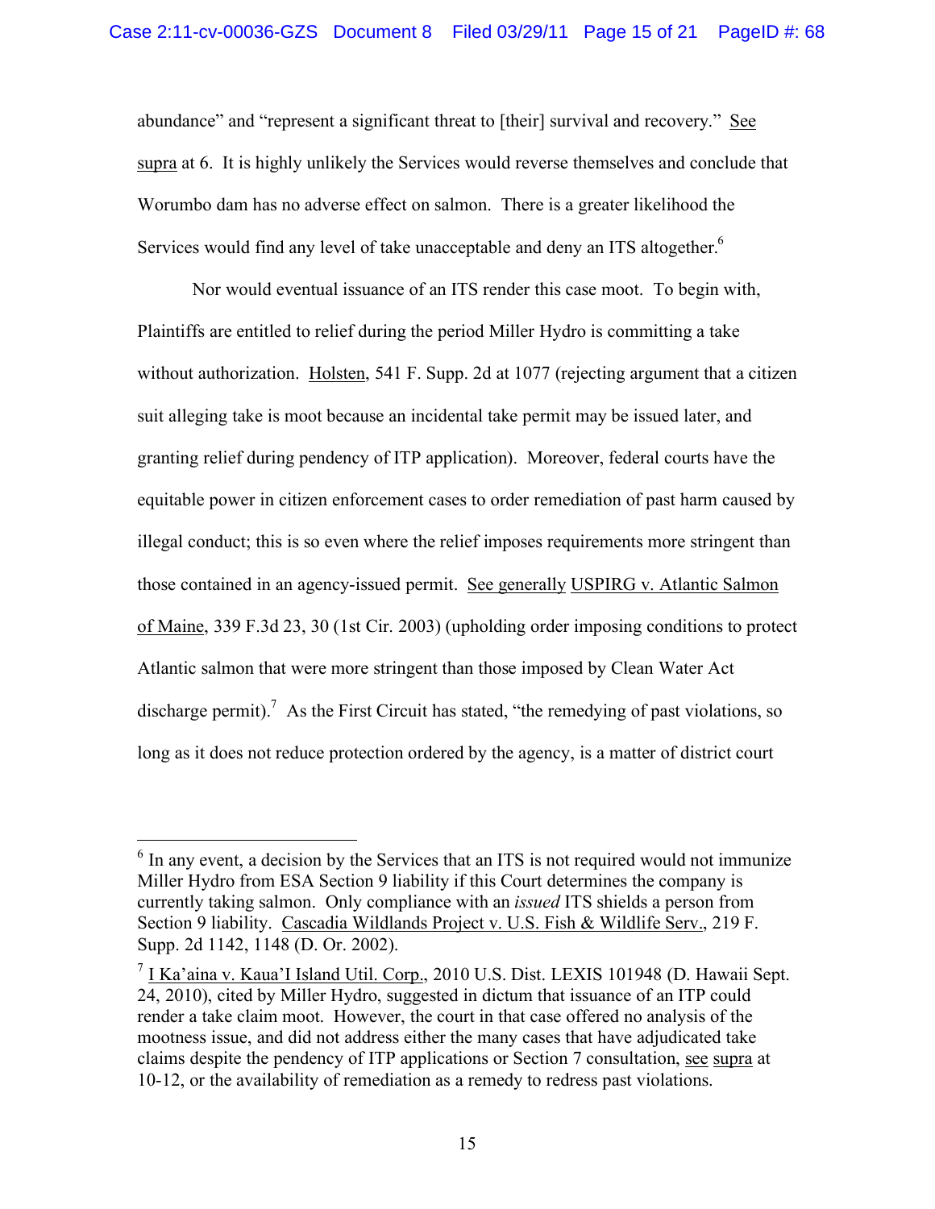abundance" and "represent a significant threat to [their] survival and recovery." See supra at 6. It is highly unlikely the Services would reverse themselves and conclude that Worumbo dam has no adverse effect on salmon. There is a greater likelihood the Services would find any level of take unacceptable and deny an ITS altogether.[6]

Nor would eventual issuance of an ITS render this case moot. To begin with, Plaintiffs are entitled to relief during the period Miller Hydro is committing a take without authorization. Holsten, 541 F. Supp. 2d at 1077 (rejecting argument that a citizen suit alleging take is moot because an incidental take permit may be issued later, and granting relief during pendency of ITP application). Moreover, federal courts have the equitable power in citizen enforcement cases to order remediation of past harm caused by illegal conduct; this is so even where the relief imposes requirements more stringent than those contained in an agency-issued permit. See generally USPIRG v. Atlantic Salmon of Maine, 339 F.3d 23, 30 (1st Cir. 2003) (upholding order imposing conditions to protect Atlantic salmon that were more stringent than those imposed by Clean Water Act discharge permit).[7] As the First Circuit has stated, "the remedying of past violations, so long as it does not reduce protection ordered by the agency, is a matter of district court

---

[6] In any event, a decision by the Services that an ITS is not required would not immunize Miller Hydro from ESA Section 9 liability if this Court determines the company is currently taking salmon. Only compliance with an *issued* ITS shields a person from Section 9 liability. Cascadia Wildlands Project v. U.S. Fish & Wildlife Serv., 219 F. Supp. 2d 1142, 1148 (D. Or. 2002).

[7] I Ka'aina v. Kaua'I Island Util. Corp., 2010 U.S. Dist. LEXIS 101948 (D. Hawaii Sept. 24, 2010), cited by Miller Hydro, suggested in dictum that issuance of an ITP could render a take claim moot. However, the court in that case offered no analysis of the mootness issue, and did not address either the many cases that have adjudicated take claims despite the pendency of ITP applications or Section 7 consultation, see supra at 10-12, or the availability of remediation as a remedy to redress past violations.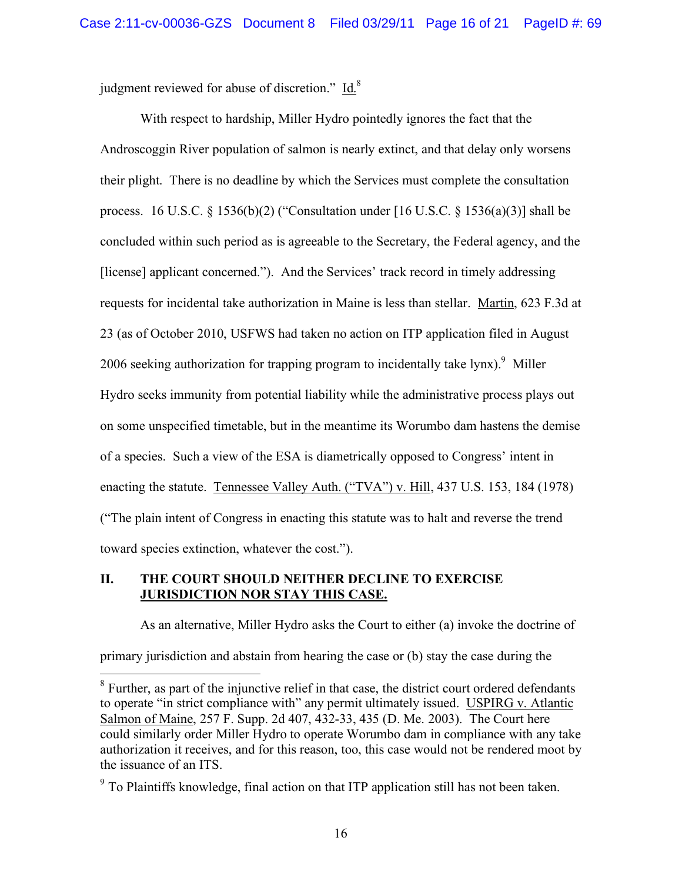judgment reviewed for abuse of discretion." Id.[8]

With respect to hardship, Miller Hydro pointedly ignores the fact that the Androscoggin River population of salmon is nearly extinct, and that delay only worsens their plight. There is no deadline by which the Services must complete the consultation process. 16 U.S.C. § 1536(b)(2) ("Consultation under [16 U.S.C. § 1536(a)(3)] shall be concluded within such period as is agreeable to the Secretary, the Federal agency, and the [license] applicant concerned."). And the Services' track record in timely addressing requests for incidental take authorization in Maine is less than stellar. Martin, 623 F.3d at 23 (as of October 2010, USFWS had taken no action on ITP application filed in August 2006 seeking authorization for trapping program to incidentally take lynx).[9] Miller Hydro seeks immunity from potential liability while the administrative process plays out on some unspecified timetable, but in the meantime its Worumbo dam hastens the demise of a species. Such a view of the ESA is diametrically opposed to Congress' intent in enacting the statute. Tennessee Valley Auth. ("TVA") v. Hill, 437 U.S. 153, 184 (1978) ("The plain intent of Congress in enacting this statute was to halt and reverse the trend toward species extinction, whatever the cost.").

## II. THE COURT SHOULD NEITHER DECLINE TO EXERCISE JURISDICTION NOR STAY THIS CASE.

As an alternative, Miller Hydro asks the Court to either (a) invoke the doctrine of primary jurisdiction and abstain from hearing the case or (b) stay the case during the

---

[8] Further, as part of the injunctive relief in that case, the district court ordered defendants to operate "in strict compliance with" any permit ultimately issued. USPIRG v. Atlantic Salmon of Maine, 257 F. Supp. 2d 407, 432-33, 435 (D. Me. 2003). The Court here could similarly order Miller Hydro to operate Worumbo dam in compliance with any take authorization it receives, and for this reason, too, this case would not be rendered moot by the issuance of an ITS.

[9] To Plaintiffs knowledge, final action on that ITP application still has not been taken.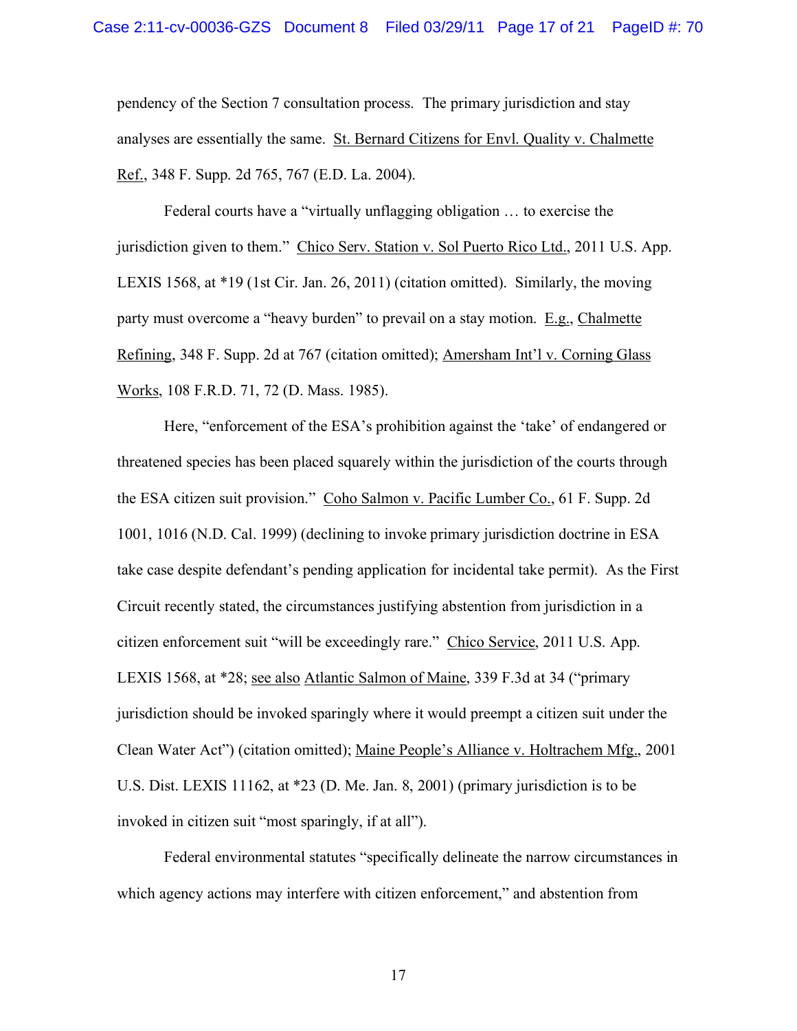pendency of the Section 7 consultation process. The primary jurisdiction and stay analyses are essentially the same. St. Bernard Citizens for Envl. Quality v. Chalmette Ref., 348 F. Supp. 2d 765, 767 (E.D. La. 2004).

Federal courts have a "virtually unflagging obligation … to exercise the jurisdiction given to them." Chico Serv. Station v. Sol Puerto Rico Ltd., 2011 U.S. App. LEXIS 1568, at *19 (1st Cir. Jan. 26, 2011) (citation omitted). Similarly, the moving party must overcome a "heavy burden" to prevail on a stay motion. E.g., Chalmette Refining, 348 F. Supp. 2d at 767 (citation omitted); Amersham Int'l v. Corning Glass Works, 108 F.R.D. 71, 72 (D. Mass. 1985).

Here, "enforcement of the ESA's prohibition against the 'take' of endangered or threatened species has been placed squarely within the jurisdiction of the courts through the ESA citizen suit provision." Coho Salmon v. Pacific Lumber Co., 61 F. Supp. 2d 1001, 1016 (N.D. Cal. 1999) (declining to invoke primary jurisdiction doctrine in ESA take case despite defendant's pending application for incidental take permit). As the First Circuit recently stated, the circumstances justifying abstention from jurisdiction in a citizen enforcement suit "will be exceedingly rare." Chico Service, 2011 U.S. App. LEXIS 1568, at *28; see also Atlantic Salmon of Maine, 339 F.3d at 34 ("primary jurisdiction should be invoked sparingly where it would preempt a citizen suit under the Clean Water Act") (citation omitted); Maine People's Alliance v. Holtrachem Mfg., 2001 U.S. Dist. LEXIS 11162, at *23 (D. Me. Jan. 8, 2001) (primary jurisdiction is to be invoked in citizen suit "most sparingly, if at all").

Federal environmental statutes "specifically delineate the narrow circumstances in which agency actions may interfere with citizen enforcement," and abstention from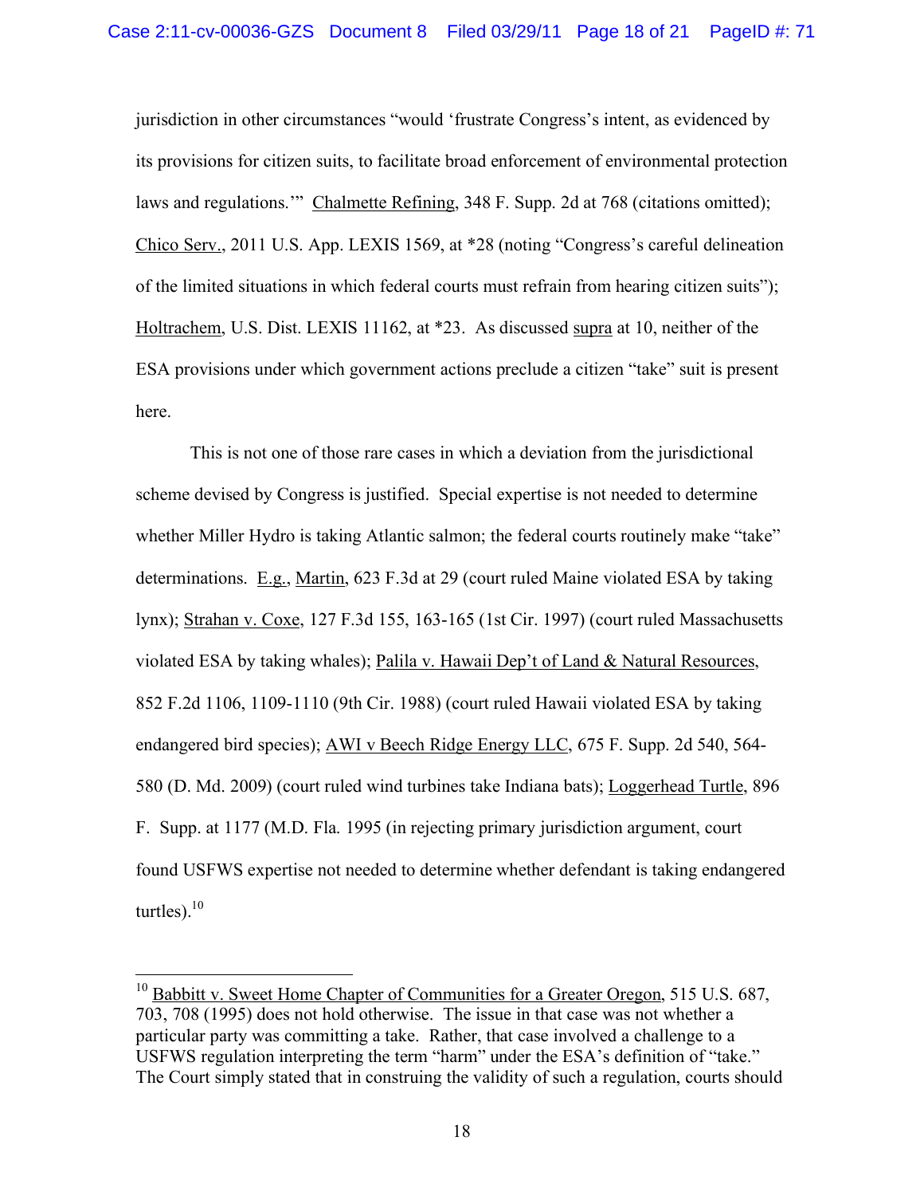jurisdiction in other circumstances "would 'frustrate Congress's intent, as evidenced by its provisions for citizen suits, to facilitate broad enforcement of environmental protection laws and regulations.'" Chalmette Refining, 348 F. Supp. 2d at 768 (citations omitted); Chico Serv., 2011 U.S. App. LEXIS 1569, at *28 (noting "Congress's careful delineation of the limited situations in which federal courts must refrain from hearing citizen suits"); Holtrachem, U.S. Dist. LEXIS 11162, at *23. As discussed supra at 10, neither of the ESA provisions under which government actions preclude a citizen "take" suit is present here.

This is not one of those rare cases in which a deviation from the jurisdictional scheme devised by Congress is justified. Special expertise is not needed to determine whether Miller Hydro is taking Atlantic salmon; the federal courts routinely make "take" determinations. E.g., Martin, 623 F.3d at 29 (court ruled Maine violated ESA by taking lynx); Strahan v. Coxe, 127 F.3d 155, 163-165 (1st Cir. 1997) (court ruled Massachusetts violated ESA by taking whales); Palila v. Hawaii Dep't of Land & Natural Resources, 852 F.2d 1106, 1109-1110 (9th Cir. 1988) (court ruled Hawaii violated ESA by taking endangered bird species); AWI v Beech Ridge Energy LLC, 675 F. Supp. 2d 540, 564-580 (D. Md. 2009) (court ruled wind turbines take Indiana bats); Loggerhead Turtle, 896 F. Supp. at 1177 (M.D. Fla. 1995 (in rejecting primary jurisdiction argument, court found USFWS expertise not needed to determine whether defendant is taking endangered turtles).[10]

---

[10] Babbitt v. Sweet Home Chapter of Communities for a Greater Oregon, 515 U.S. 687, 703, 708 (1995) does not hold otherwise. The issue in that case was not whether a particular party was committing a take. Rather, that case involved a challenge to a USFWS regulation interpreting the term "harm" under the ESA's definition of "take." The Court simply stated that in construing the validity of such a regulation, courts should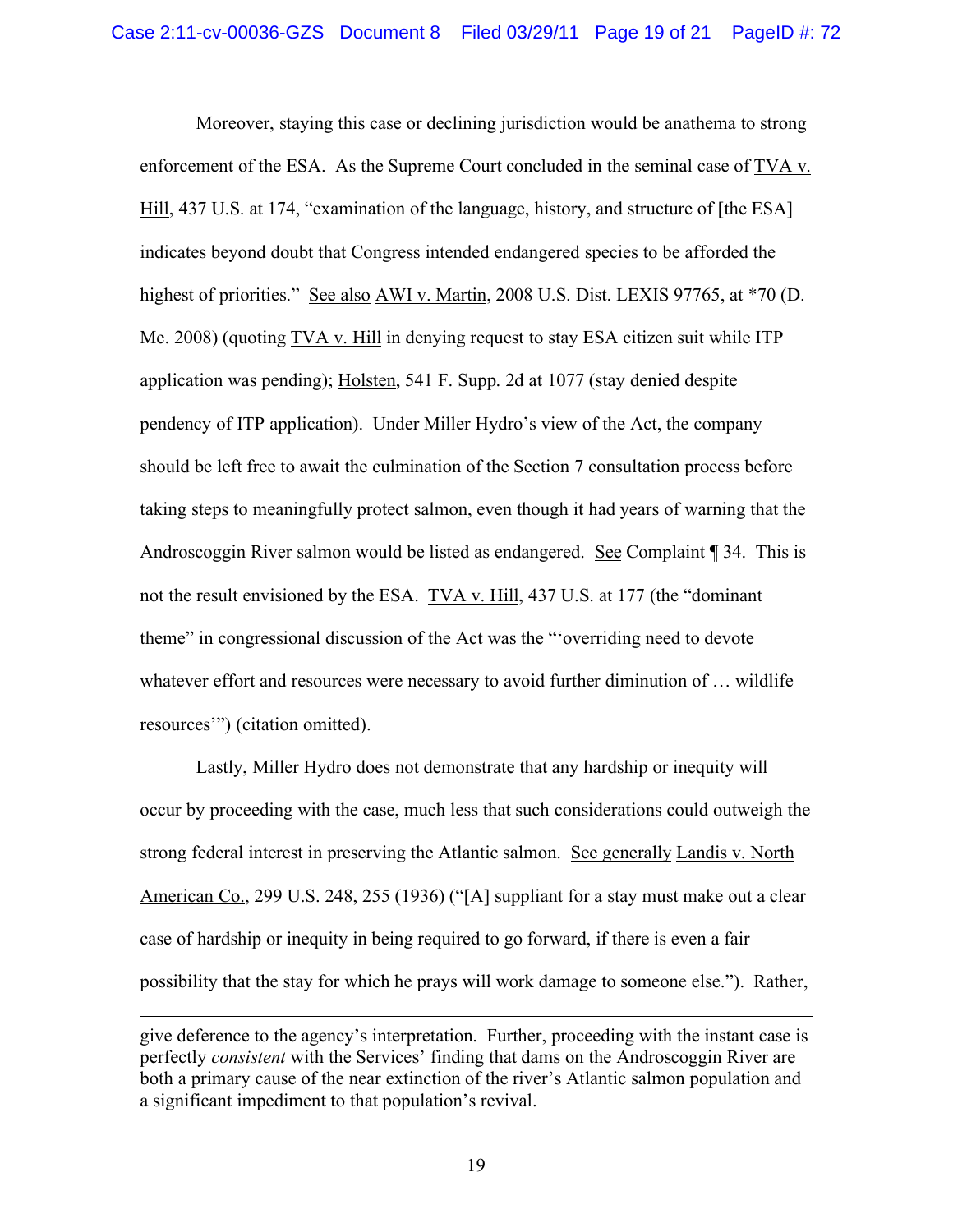Moreover, staying this case or declining jurisdiction would be anathema to strong enforcement of the ESA. As the Supreme Court concluded in the seminal case of TVA v. Hill, 437 U.S. at 174, "examination of the language, history, and structure of [the ESA] indicates beyond doubt that Congress intended endangered species to be afforded the highest of priorities." See also AWI v. Martin, 2008 U.S. Dist. LEXIS 97765, at *70 (D. Me. 2008) (quoting TVA v. Hill in denying request to stay ESA citizen suit while ITP application was pending); Holsten, 541 F. Supp. 2d at 1077 (stay denied despite pendency of ITP application). Under Miller Hydro's view of the Act, the company should be left free to await the culmination of the Section 7 consultation process before taking steps to meaningfully protect salmon, even though it had years of warning that the Androscoggin River salmon would be listed as endangered. See Complaint ¶ 34. This is not the result envisioned by the ESA. TVA v. Hill, 437 U.S. at 177 (the "dominant theme" in congressional discussion of the Act was the "'overriding need to devote whatever effort and resources were necessary to avoid further diminution of … wildlife resources'") (citation omitted).

Lastly, Miller Hydro does not demonstrate that any hardship or inequity will occur by proceeding with the case, much less that such considerations could outweigh the strong federal interest in preserving the Atlantic salmon. See generally Landis v. North American Co., 299 U.S. 248, 255 (1936) ("[A] suppliant for a stay must make out a clear case of hardship or inequity in being required to go forward, if there is even a fair possibility that the stay for which he prays will work damage to someone else."). Rather,

---

give deference to the agency's interpretation. Further, proceeding with the instant case is perfectly *consistent* with the Services' finding that dams on the Androscoggin River are both a primary cause of the near extinction of the river's Atlantic salmon population and a significant impediment to that population's revival.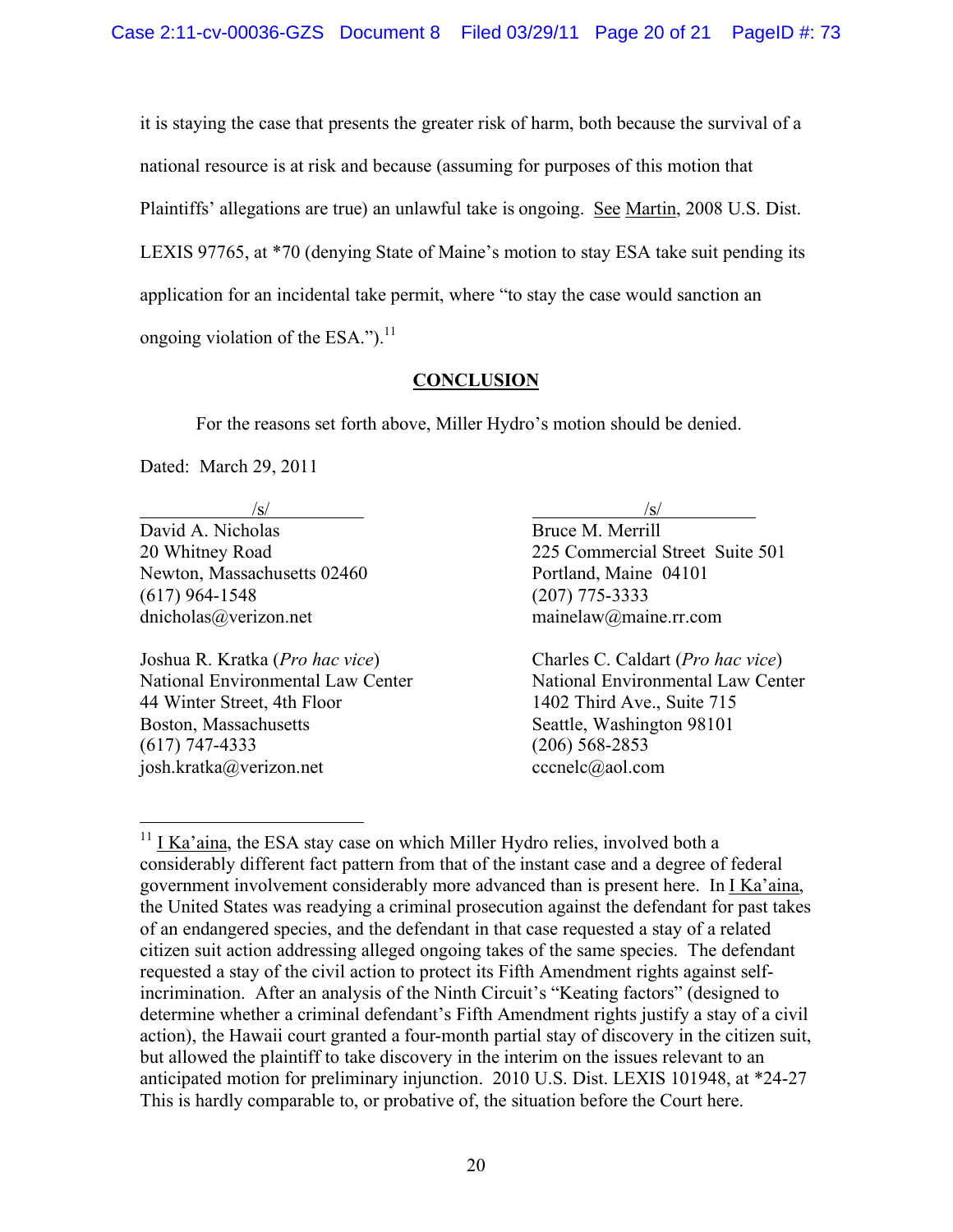it is staying the case that presents the greater risk of harm, both because the survival of a national resource is at risk and because (assuming for purposes of this motion that Plaintiffs' allegations are true) an unlawful take is ongoing. See Martin, 2008 U.S. Dist. LEXIS 97765, at *70 (denying State of Maine's motion to stay ESA take suit pending its application for an incidental take permit, where "to stay the case would sanction an ongoing violation of the ESA.").[11]

## CONCLUSION

For the reasons set forth above, Miller Hydro's motion should be denied.

Dated: March 29, 2011

/s/
David A. Nicholas
20 Whitney Road
Newton, Massachusetts 02460
(617) 964-1548
dnicholas@verizon.net

/s/
Bruce M. Merrill
225 Commercial Street Suite 501
Portland, Maine 04101
(207) 775-3333
mainelaw@maine.rr.com

Joshua R. Kratka (*Pro hac vice*)
National Environmental Law Center
44 Winter Street, 4th Floor
Boston, Massachusetts
(617) 747-4333
josh.kratka@verizon.net

Charles C. Caldart (*Pro hac vice*)
National Environmental Law Center
1402 Third Ave., Suite 715
Seattle, Washington 98101
(206) 568-2853
cccnelc@aol.com

---

[11] I Ka'aina, the ESA stay case on which Miller Hydro relies, involved both a considerably different fact pattern from that of the instant case and a degree of federal government involvement considerably more advanced than is present here. In I Ka'aina, the United States was readying a criminal prosecution against the defendant for past takes of an endangered species, and the defendant in that case requested a stay of a related citizen suit action addressing alleged ongoing takes of the same species. The defendant requested a stay of the civil action to protect its Fifth Amendment rights against self-incrimination. After an analysis of the Ninth Circuit's "Keating factors" (designed to determine whether a criminal defendant's Fifth Amendment rights justify a stay of a civil action), the Hawaii court granted a four-month partial stay of discovery in the citizen suit, but allowed the plaintiff to take discovery in the interim on the issues relevant to an anticipated motion for preliminary injunction. 2010 U.S. Dist. LEXIS 101948, at *24-27 This is hardly comparable to, or probative of, the situation before the Court here.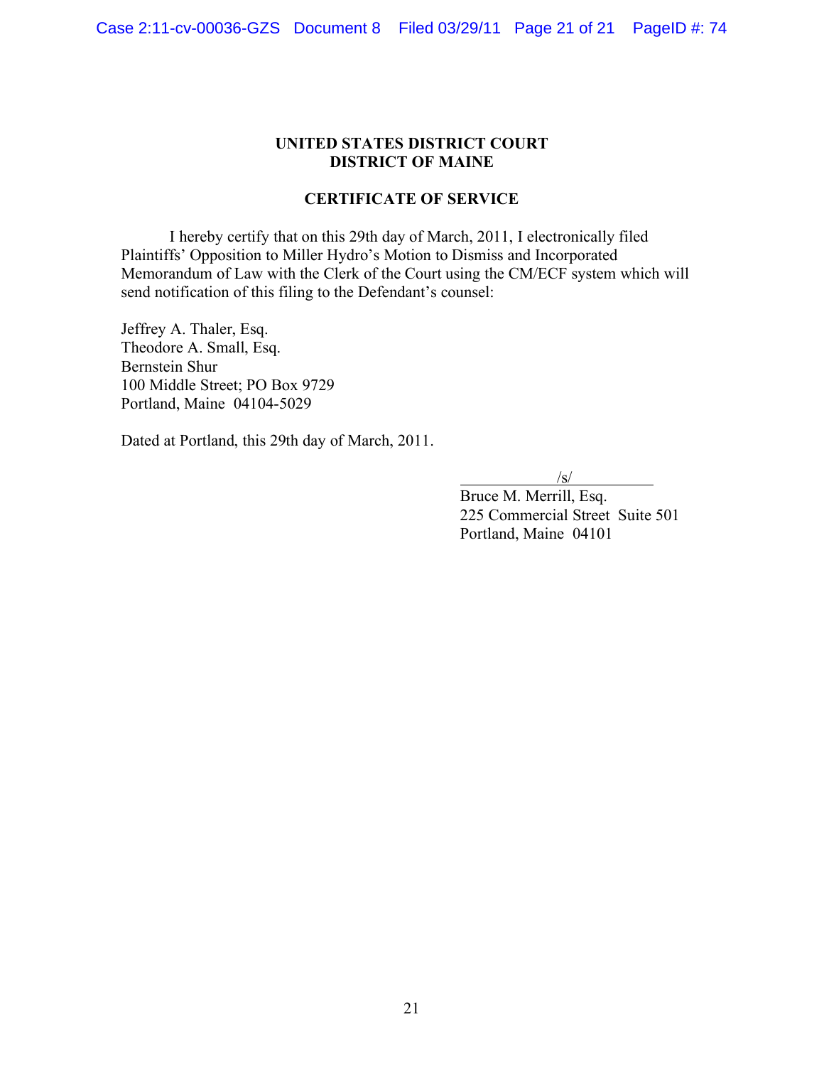**UNITED STATES DISTRICT COURT**
**DISTRICT OF MAINE**

**CERTIFICATE OF SERVICE**

I hereby certify that on this 29th day of March, 2011, I electronically filed Plaintiffs' Opposition to Miller Hydro's Motion to Dismiss and Incorporated Memorandum of Law with the Clerk of the Court using the CM/ECF system which will send notification of this filing to the Defendant's counsel:

Jeffrey A. Thaler, Esq.
Theodore A. Small, Esq.
Bernstein Shur
100 Middle Street; PO Box 9729
Portland, Maine 04104-5029

Dated at Portland, this 29th day of March, 2011.

/s/
Bruce M. Merrill, Esq.
225 Commercial Street Suite 501
Portland, Maine 04101